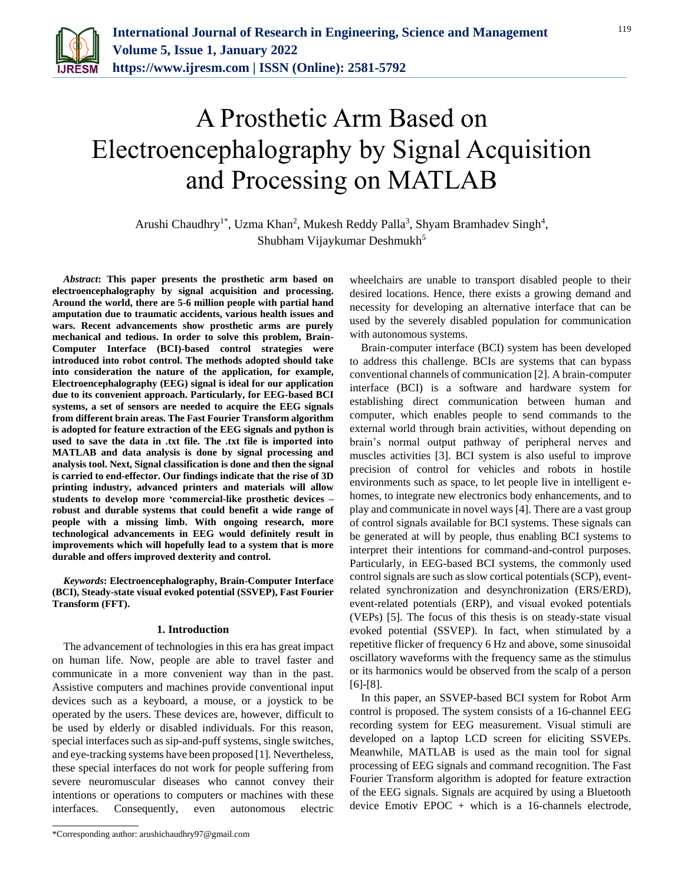# A Prosthetic Arm Based on Electroencephalography by Signal Acquisition and Processing on MATLAB

Arushi Chaudhry[1*], Uzma Khan[2], Mukesh Reddy Palla[3], Shyam Bramhadev Singh[4], Shubham Vijaykumar Deshmukh[5]

***Abstract*: This paper presents the prosthetic arm based on electroencephalography by signal acquisition and processing. Around the world, there are 5-6 million people with partial hand amputation due to traumatic accidents, various health issues and wars. Recent advancements show prosthetic arms are purely mechanical and tedious. In order to solve this problem, Brain-Computer Interface (BCI)-based control strategies were introduced into robot control. The methods adopted should take into consideration the nature of the application, for example, Electroencephalography (EEG) signal is ideal for our application due to its convenient approach. Particularly, for EEG-based BCI systems, a set of sensors are needed to acquire the EEG signals from different brain areas. The Fast Fourier Transform algorithm is adopted for feature extraction of the EEG signals and python is used to save the data in .txt file. The .txt file is imported into MATLAB and data analysis is done by signal processing and analysis tool. Next, Signal classification is done and then the signal is carried to end-effector. Our findings indicate that the rise of 3D printing industry, advanced printers and materials will allow students to develop more 'commercial-like prosthetic devices – robust and durable systems that could benefit a wide range of people with a missing limb. With ongoing research, more technological advancements in EEG would definitely result in improvements which will hopefully lead to a system that is more durable and offers improved dexterity and control.**

***Keywords*: Electroencephalography, Brain-Computer Interface (BCI), Steady-state visual evoked potential (SSVEP), Fast Fourier Transform (FFT).**

## 1. Introduction

The advancement of technologies in this era has great impact on human life. Now, people are able to travel faster and communicate in a more convenient way than in the past. Assistive computers and machines provide conventional input devices such as a keyboard, a mouse, or a joystick to be operated by the users. These devices are, however, difficult to be used by elderly or disabled individuals. For this reason, special interfaces such as sip-and-puff systems, single switches, and eye-tracking systems have been proposed [1]. Nevertheless, these special interfaces do not work for people suffering from severe neuromuscular diseases who cannot convey their intentions or operations to computers or machines with these interfaces. Consequently, even autonomous electric wheelchairs are unable to transport disabled people to their desired locations. Hence, there exists a growing demand and necessity for developing an alternative interface that can be used by the severely disabled population for communication with autonomous systems.

Brain-computer interface (BCI) system has been developed to address this challenge. BCIs are systems that can bypass conventional channels of communication [2]. A brain-computer interface (BCI) is a software and hardware system for establishing direct communication between human and computer, which enables people to send commands to the external world through brain activities, without depending on brain's normal output pathway of peripheral nerves and muscles activities [3]. BCI system is also useful to improve precision of control for vehicles and robots in hostile environments such as space, to let people live in intelligent e-homes, to integrate new electronics body enhancements, and to play and communicate in novel ways [4]. There are a vast group of control signals available for BCI systems. These signals can be generated at will by people, thus enabling BCI systems to interpret their intentions for command-and-control purposes. Particularly, in EEG-based BCI systems, the commonly used control signals are such as slow cortical potentials (SCP), event-related synchronization and desynchronization (ERS/ERD), event-related potentials (ERP), and visual evoked potentials (VEPs) [5]. The focus of this thesis is on steady-state visual evoked potential (SSVEP). In fact, when stimulated by a repetitive flicker of frequency 6 Hz and above, some sinusoidal oscillatory waveforms with the frequency same as the stimulus or its harmonics would be observed from the scalp of a person [6]-[8].

In this paper, an SSVEP-based BCI system for Robot Arm control is proposed. The system consists of a 16-channel EEG recording system for EEG measurement. Visual stimuli are developed on a laptop LCD screen for eliciting SSVEPs. Meanwhile, MATLAB is used as the main tool for signal processing of EEG signals and command recognition. The Fast Fourier Transform algorithm is adopted for feature extraction of the EEG signals. Signals are acquired by using a Bluetooth device Emotiv EPOC + which is a 16-channels electrode,

*Corresponding author: arushichaudhry97@gmail.com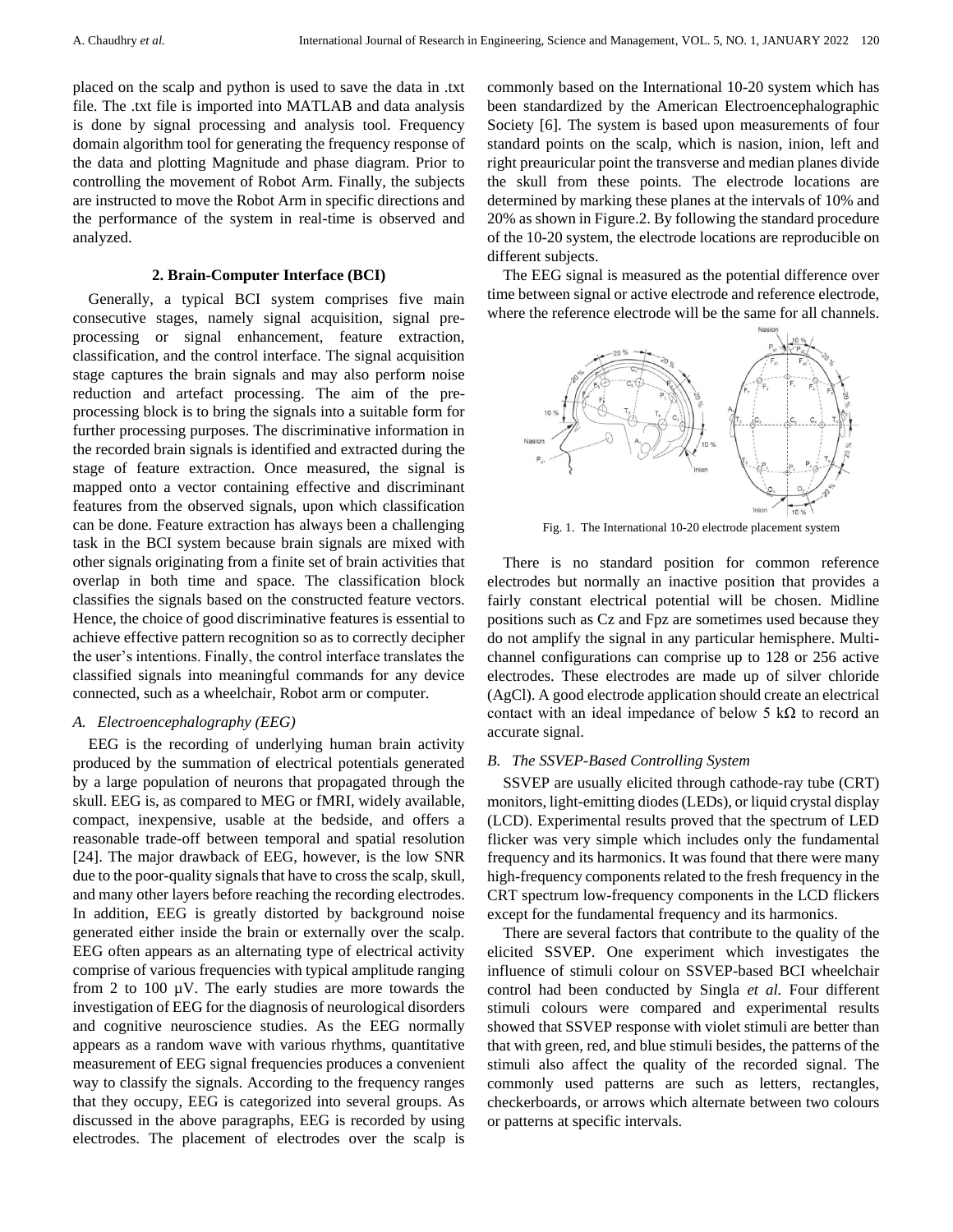placed on the scalp and python is used to save the data in .txt file. The .txt file is imported into MATLAB and data analysis is done by signal processing and analysis tool. Frequency domain algorithm tool for generating the frequency response of the data and plotting Magnitude and phase diagram. Prior to controlling the movement of Robot Arm. Finally, the subjects are instructed to move the Robot Arm in specific directions and the performance of the system in real-time is observed and analyzed.

## 2. Brain-Computer Interface (BCI)

Generally, a typical BCI system comprises five main consecutive stages, namely signal acquisition, signal pre-processing or signal enhancement, feature extraction, classification, and the control interface. The signal acquisition stage captures the brain signals and may also perform noise reduction and artefact processing. The aim of the pre-processing block is to bring the signals into a suitable form for further processing purposes. The discriminative information in the recorded brain signals is identified and extracted during the stage of feature extraction. Once measured, the signal is mapped onto a vector containing effective and discriminant features from the observed signals, upon which classification can be done. Feature extraction has always been a challenging task in the BCI system because brain signals are mixed with other signals originating from a finite set of brain activities that overlap in both time and space. The classification block classifies the signals based on the constructed feature vectors. Hence, the choice of good discriminative features is essential to achieve effective pattern recognition so as to correctly decipher the user's intentions. Finally, the control interface translates the classified signals into meaningful commands for any device connected, such as a wheelchair, Robot arm or computer.

### *A. Electroencephalography (EEG)*

EEG is the recording of underlying human brain activity produced by the summation of electrical potentials generated by a large population of neurons that propagated through the skull. EEG is, as compared to MEG or fMRI, widely available, compact, inexpensive, usable at the bedside, and offers a reasonable trade-off between temporal and spatial resolution [24]. The major drawback of EEG, however, is the low SNR due to the poor-quality signals that have to cross the scalp, skull, and many other layers before reaching the recording electrodes. In addition, EEG is greatly distorted by background noise generated either inside the brain or externally over the scalp. EEG often appears as an alternating type of electrical activity comprise of various frequencies with typical amplitude ranging from 2 to 100 µV. The early studies are more towards the investigation of EEG for the diagnosis of neurological disorders and cognitive neuroscience studies. As the EEG normally appears as a random wave with various rhythms, quantitative measurement of EEG signal frequencies produces a convenient way to classify the signals. According to the frequency ranges that they occupy, EEG is categorized into several groups. As discussed in the above paragraphs, EEG is recorded by using electrodes. The placement of electrodes over the scalp is commonly based on the International 10-20 system which has been standardized by the American Electroencephalographic Society [6]. The system is based upon measurements of four standard points on the scalp, which is nasion, inion, left and right preauricular point the transverse and median planes divide the skull from these points. The electrode locations are determined by marking these planes at the intervals of 10% and 20% as shown in Figure.2. By following the standard procedure of the 10-20 system, the electrode locations are reproducible on different subjects.

The EEG signal is measured as the potential difference over time between signal or active electrode and reference electrode, where the reference electrode will be the same for all channels.

Fig. 1. The International 10-20 electrode placement system

There is no standard position for common reference electrodes but normally an inactive position that provides a fairly constant electrical potential will be chosen. Midline positions such as Cz and Fpz are sometimes used because they do not amplify the signal in any particular hemisphere. Multi-channel configurations can comprise up to 128 or 256 active electrodes. These electrodes are made up of silver chloride (AgCl). A good electrode application should create an electrical contact with an ideal impedance of below 5 kΩ to record an accurate signal.

### *B. The SSVEP-Based Controlling System*

SSVEP are usually elicited through cathode-ray tube (CRT) monitors, light-emitting diodes (LEDs), or liquid crystal display (LCD). Experimental results proved that the spectrum of LED flicker was very simple which includes only the fundamental frequency and its harmonics. It was found that there were many high-frequency components related to the fresh frequency in the CRT spectrum low-frequency components in the LCD flickers except for the fundamental frequency and its harmonics.

There are several factors that contribute to the quality of the elicited SSVEP. One experiment which investigates the influence of stimuli colour on SSVEP-based BCI wheelchair control had been conducted by Singla *et al.* Four different stimuli colours were compared and experimental results showed that SSVEP response with violet stimuli are better than that with green, red, and blue stimuli besides, the patterns of the stimuli also affect the quality of the recorded signal. The commonly used patterns are such as letters, rectangles, checkerboards, or arrows which alternate between two colours or patterns at specific intervals.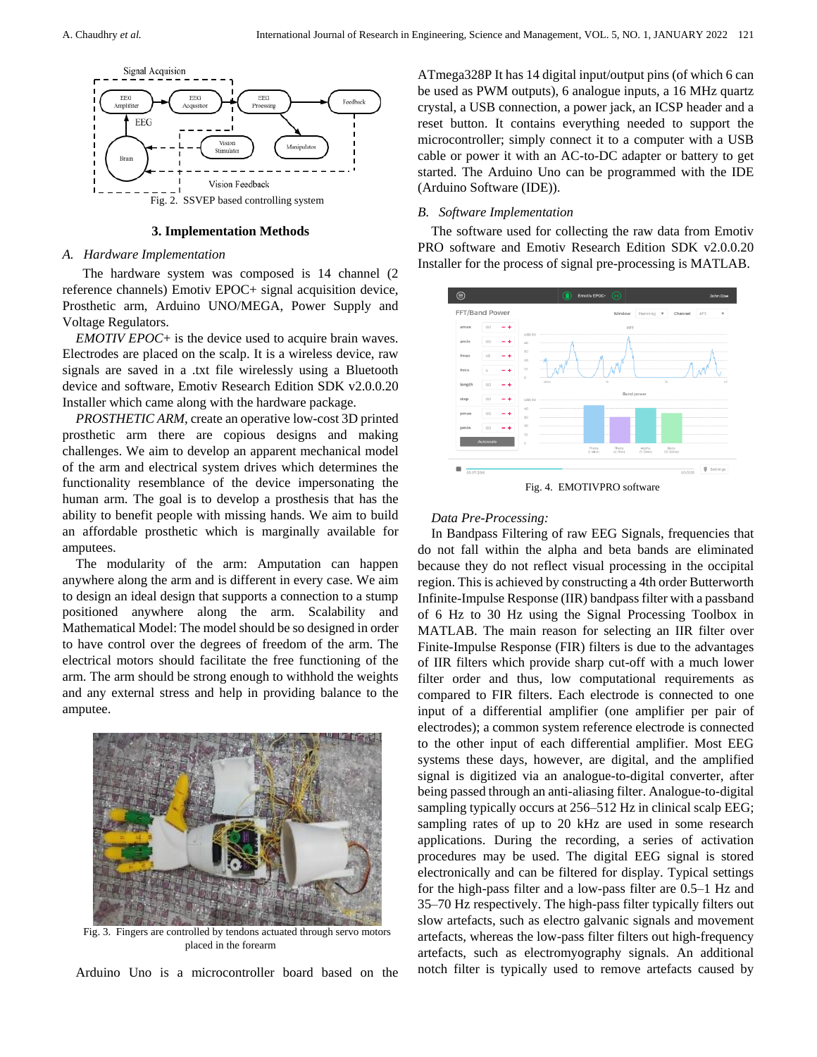Fig. 2. SSVEP based controlling system

## 3. Implementation Methods

### *A. Hardware Implementation*

The hardware system was composed is 14 channel (2 reference channels) Emotiv EPOC+ signal acquisition device, Prosthetic arm, Arduino UNO/MEGA, Power Supply and Voltage Regulators.

*EMOTIV EPOC+* is the device used to acquire brain waves. Electrodes are placed on the scalp. It is a wireless device, raw signals are saved in a .txt file wirelessly using a Bluetooth device and software, Emotiv Research Edition SDK v2.0.0.20 Installer which came along with the hardware package.

*PROSTHETIC ARM*, create an operative low-cost 3D printed prosthetic arm there are copious designs and making challenges. We aim to develop an apparent mechanical model of the arm and electrical system drives which determines the functionality resemblance of the device impersonating the human arm. The goal is to develop a prosthesis that has the ability to benefit people with missing hands. We aim to build an affordable prosthetic which is marginally available for amputees.

The modularity of the arm: Amputation can happen anywhere along the arm and is different in every case. We aim to design an ideal design that supports a connection to a stump positioned anywhere along the arm. Scalability and Mathematical Model: The model should be so designed in order to have control over the degrees of freedom of the arm. The electrical motors should facilitate the free functioning of the arm. The arm should be strong enough to withhold the weights and any external stress and help in providing balance to the amputee.

Fig. 3. Fingers are controlled by tendons actuated through servo motors placed in the forearm

Arduino Uno is a microcontroller board based on the ATmega328P It has 14 digital input/output pins (of which 6 can be used as PWM outputs), 6 analogue inputs, a 16 MHz quartz crystal, a USB connection, a power jack, an ICSP header and a reset button. It contains everything needed to support the microcontroller; simply connect it to a computer with a USB cable or power it with an AC-to-DC adapter or battery to get started. The Arduino Uno can be programmed with the IDE (Arduino Software (IDE)).

### *B. Software Implementation*

The software used for collecting the raw data from Emotiv PRO software and Emotiv Research Edition SDK v2.0.0.20 Installer for the process of signal pre-processing is MATLAB.

Fig. 4. EMOTIVPRO software

*Data Pre-Processing:*

In Bandpass Filtering of raw EEG Signals, frequencies that do not fall within the alpha and beta bands are eliminated because they do not reflect visual processing in the occipital region. This is achieved by constructing a 4th order Butterworth Infinite-Impulse Response (IIR) bandpass filter with a passband of 6 Hz to 30 Hz using the Signal Processing Toolbox in MATLAB. The main reason for selecting an IIR filter over Finite-Impulse Response (FIR) filters is due to the advantages of IIR filters which provide sharp cut-off with a much lower filter order and thus, low computational requirements as compared to FIR filters. Each electrode is connected to one input of a differential amplifier (one amplifier per pair of electrodes); a common system reference electrode is connected to the other input of each differential amplifier. Most EEG systems these days, however, are digital, and the amplified signal is digitized via an analogue-to-digital converter, after being passed through an anti-aliasing filter. Analogue-to-digital sampling typically occurs at 256–512 Hz in clinical scalp EEG; sampling rates of up to 20 kHz are used in some research applications. During the recording, a series of activation procedures may be used. The digital EEG signal is stored electronically and can be filtered for display. Typical settings for the high-pass filter and a low-pass filter are 0.5–1 Hz and 35–70 Hz respectively. The high-pass filter typically filters out slow artefacts, such as electro galvanic signals and movement artefacts, whereas the low-pass filter filters out high-frequency artefacts, such as electromyography signals. An additional notch filter is typically used to remove artefacts caused by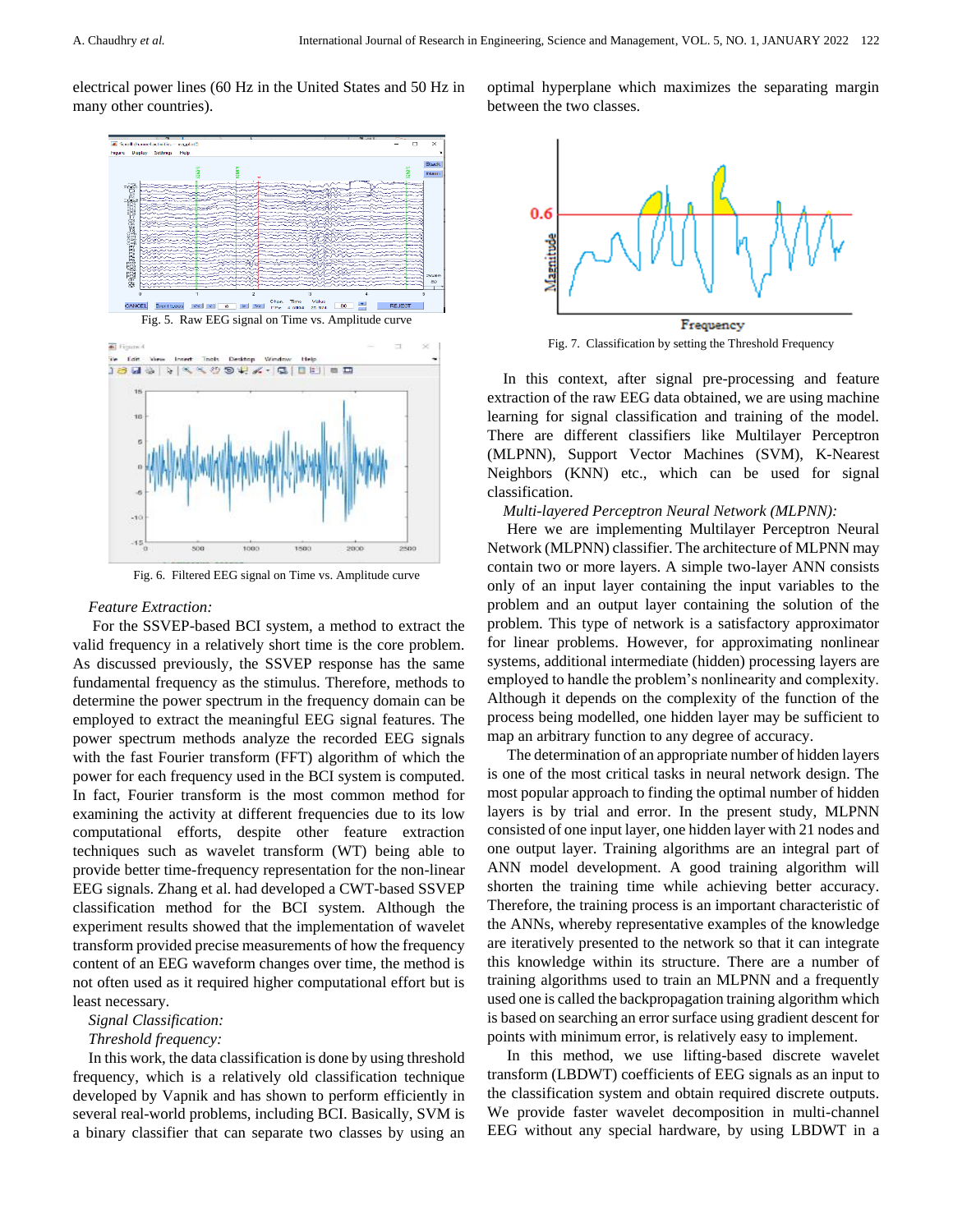electrical power lines (60 Hz in the United States and 50 Hz in many other countries).

Fig. 5. Raw EEG signal on Time vs. Amplitude curve

Fig. 6. Filtered EEG signal on Time vs. Amplitude curve

*Feature Extraction:*

For the SSVEP-based BCI system, a method to extract the valid frequency in a relatively short time is the core problem. As discussed previously, the SSVEP response has the same fundamental frequency as the stimulus. Therefore, methods to determine the power spectrum in the frequency domain can be employed to extract the meaningful EEG signal features. The power spectrum methods analyze the recorded EEG signals with the fast Fourier transform (FFT) algorithm of which the power for each frequency used in the BCI system is computed. In fact, Fourier transform is the most common method for examining the activity at different frequencies due to its low computational efforts, despite other feature extraction techniques such as wavelet transform (WT) being able to provide better time-frequency representation for the non-linear EEG signals. Zhang et al. had developed a CWT-based SSVEP classification method for the BCI system. Although the experiment results showed that the implementation of wavelet transform provided precise measurements of how the frequency content of an EEG waveform changes over time, the method is not often used as it required higher computational effort but is least necessary.

*Signal Classification:*

*Threshold frequency:*

In this work, the data classification is done by using threshold frequency, which is a relatively old classification technique developed by Vapnik and has shown to perform efficiently in several real-world problems, including BCI. Basically, SVM is a binary classifier that can separate two classes by using an optimal hyperplane which maximizes the separating margin between the two classes.

Fig. 7. Classification by setting the Threshold Frequency

In this context, after signal pre-processing and feature extraction of the raw EEG data obtained, we are using machine learning for signal classification and training of the model. There are different classifiers like Multilayer Perceptron (MLPNN), Support Vector Machines (SVM), K-Nearest Neighbors (KNN) etc., which can be used for signal classification.

*Multi-layered Perceptron Neural Network (MLPNN):*

Here we are implementing Multilayer Perceptron Neural Network (MLPNN) classifier. The architecture of MLPNN may contain two or more layers. A simple two-layer ANN consists only of an input layer containing the input variables to the problem and an output layer containing the solution of the problem. This type of network is a satisfactory approximator for linear problems. However, for approximating nonlinear systems, additional intermediate (hidden) processing layers are employed to handle the problem's nonlinearity and complexity. Although it depends on the complexity of the function of the process being modelled, one hidden layer may be sufficient to map an arbitrary function to any degree of accuracy.

The determination of an appropriate number of hidden layers is one of the most critical tasks in neural network design. The most popular approach to finding the optimal number of hidden layers is by trial and error. In the present study, MLPNN consisted of one input layer, one hidden layer with 21 nodes and one output layer. Training algorithms are an integral part of ANN model development. A good training algorithm will shorten the training time while achieving better accuracy. Therefore, the training process is an important characteristic of the ANNs, whereby representative examples of the knowledge are iteratively presented to the network so that it can integrate this knowledge within its structure. There are a number of training algorithms used to train an MLPNN and a frequently used one is called the backpropagation training algorithm which is based on searching an error surface using gradient descent for points with minimum error, is relatively easy to implement.

In this method, we use lifting-based discrete wavelet transform (LBDWT) coefficients of EEG signals as an input to the classification system and obtain required discrete outputs. We provide faster wavelet decomposition in multi-channel EEG without any special hardware, by using LBDWT in a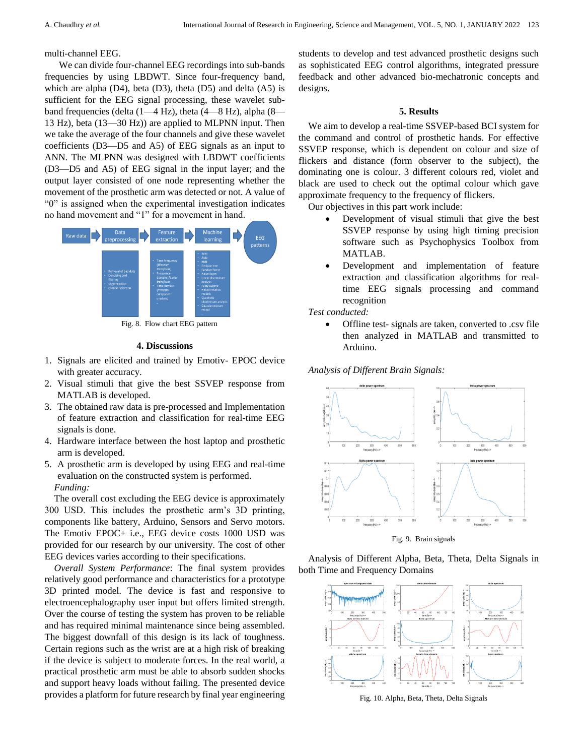multi-channel EEG.

We can divide four-channel EEG recordings into sub-bands frequencies by using LBDWT. Since four-frequency band, which are alpha (D4), beta (D3), theta (D5) and delta (A5) is sufficient for the EEG signal processing, these wavelet sub-band frequencies (delta (1—4 Hz), theta (4—8 Hz), alpha (8—13 Hz), beta (13—30 Hz)) are applied to MLPNN input. Then we take the average of the four channels and give these wavelet coefficients (D3—D5 and A5) of EEG signals as an input to ANN. The MLPNN was designed with LBDWT coefficients (D3—D5 and A5) of EEG signal in the input layer; and the output layer consisted of one node representing whether the movement of the prosthetic arm was detected or not. A value of "0" is assigned when the experimental investigation indicates no hand movement and "1" for a movement in hand.

Fig. 8. Flow chart EEG pattern

## 4. Discussions

1. Signals are elicited and trained by Emotiv- EPOC device with greater accuracy.
2. Visual stimuli that give the best SSVEP response from MATLAB is developed.
3. The obtained raw data is pre-processed and Implementation of feature extraction and classification for real-time EEG signals is done.
4. Hardware interface between the host laptop and prosthetic arm is developed.
5. A prosthetic arm is developed by using EEG and real-time evaluation on the constructed system is performed.

*Funding:*

The overall cost excluding the EEG device is approximately 300 USD. This includes the prosthetic arm's 3D printing, components like battery, Arduino, Sensors and Servo motors. The Emotiv EPOC+ i.e., EEG device costs 1000 USD was provided for our research by our university. The cost of other EEG devices varies according to their specifications.

*Overall System Performance*: The final system provides relatively good performance and characteristics for a prototype 3D printed model. The device is fast and responsive to electroencephalography user input but offers limited strength. Over the course of testing the system has proven to be reliable and has required minimal maintenance since being assembled. The biggest downfall of this design is its lack of toughness. Certain regions such as the wrist are at a high risk of breaking if the device is subject to moderate forces. In the real world, a practical prosthetic arm must be able to absorb sudden shocks and support heavy loads without failing. The presented device provides a platform for future research by final year engineering students to develop and test advanced prosthetic designs such as sophisticated EEG control algorithms, integrated pressure feedback and other advanced bio-mechatronic concepts and designs.

## 5. Results

We aim to develop a real-time SSVEP-based BCI system for the command and control of prosthetic hands. For effective SSVEP response, which is dependent on colour and size of flickers and distance (form observer to the subject), the dominating one is colour. 3 different colours red, violet and black are used to check out the optimal colour which gave approximate frequency to the frequency of flickers.

Our objectives in this part work include:

- Development of visual stimuli that give the best SSVEP response by using high timing precision software such as Psychophysics Toolbox from MATLAB.
- Development and implementation of feature extraction and classification algorithms for real-time EEG signals processing and command recognition

*Test conducted:*

- Offline test- signals are taken, converted to .csv file then analyzed in MATLAB and transmitted to Arduino.

*Analysis of Different Brain Signals:*

Fig. 9. Brain signals

Analysis of Different Alpha, Beta, Theta, Delta Signals in both Time and Frequency Domains

Fig. 10. Alpha, Beta, Theta, Delta Signals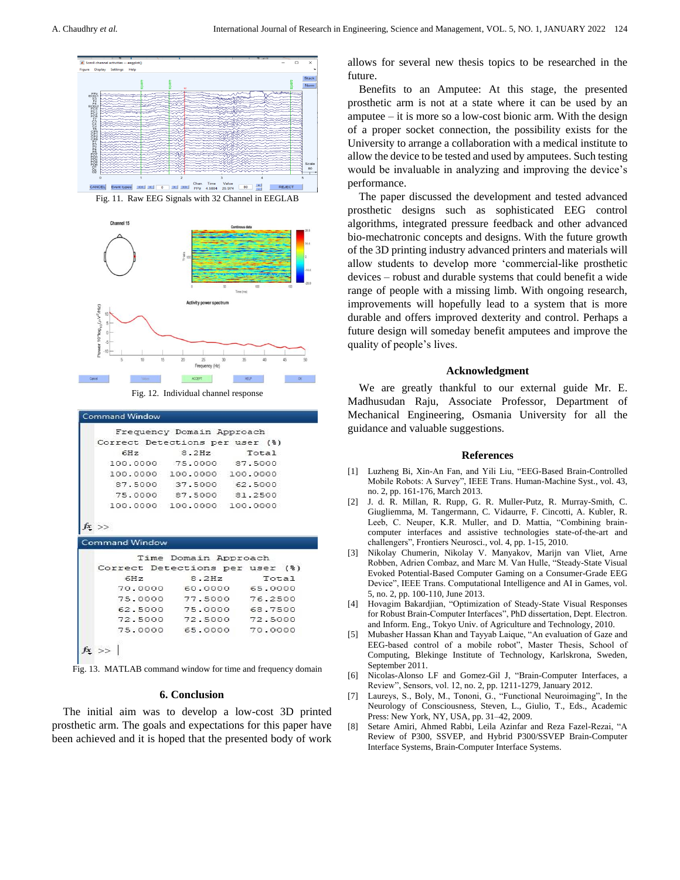Fig. 11. Raw EEG Signals with 32 Channel in EEGLAB

Fig. 12. Individual channel response

Command Window

Frequency Domain Approach
Correct Detections per user (%)

| 6Hz | 8.2Hz | Total |
|---|---|---|
| 100.0000 | 75.0000 | 87.5000 |
| 100.0000 | 100.0000 | 100.0000 |
| 87.5000 | 37.5000 | 62.5000 |
| 75.0000 | 87.5000 | 81.2500 |
| 100.0000 | 100.0000 | 100.0000 |

Command Window

Time Domain Approach
Correct Detections per user (%)

| 6Hz | 8.2Hz | Total |
|---|---|---|
| 70.0000 | 60.0000 | 65.0000 |
| 75.0000 | 77.5000 | 76.2500 |
| 62.5000 | 75.0000 | 68.7500 |
| 72.5000 | 72.5000 | 72.5000 |
| 75.0000 | 65.0000 | 70.0000 |

Fig. 13. MATLAB command window for time and frequency domain

## 6. Conclusion

The initial aim was to develop a low-cost 3D printed prosthetic arm. The goals and expectations for this paper have been achieved and it is hoped that the presented body of work allows for several new thesis topics to be researched in the future.

Benefits to an Amputee: At this stage, the presented prosthetic arm is not at a state where it can be used by an amputee – it is more so a low-cost bionic arm. With the design of a proper socket connection, the possibility exists for the University to arrange a collaboration with a medical institute to allow the device to be tested and used by amputees. Such testing would be invaluable in analyzing and improving the device's performance.

The paper discussed the development and tested advanced prosthetic designs such as sophisticated EEG control algorithms, integrated pressure feedback and other advanced bio-mechatronic concepts and designs. With the future growth of the 3D printing industry advanced printers and materials will allow students to develop more 'commercial-like prosthetic devices – robust and durable systems that could benefit a wide range of people with a missing limb. With ongoing research, improvements will hopefully lead to a system that is more durable and offers improved dexterity and control. Perhaps a future design will someday benefit amputees and improve the quality of people's lives.

## Acknowledgment

We are greatly thankful to our external guide Mr. E. Madhusudan Raju, Associate Professor, Department of Mechanical Engineering, Osmania University for all the guidance and valuable suggestions.

## References

[1] Luzheng Bi, Xin-An Fan, and Yili Liu, "EEG-Based Brain-Controlled Mobile Robots: A Survey", IEEE Trans. Human-Machine Syst., vol. 43, no. 2, pp. 161-176, March 2013.

[2] J. d. R. Millan, R. Rupp, G. R. Muller-Putz, R. Murray-Smith, C. Giugliemma, M. Tangermann, C. Vidaurre, F. Cincotti, A. Kubler, R. Leeb, C. Neuper, K.R. Muller, and D. Mattia, "Combining brain-computer interfaces and assistive technologies state-of-the-art and challengers", Frontiers Neurosci., vol. 4, pp. 1-15, 2010.

[3] Nikolay Chumerin, Nikolay V. Manyakov, Marijn van Vliet, Arne Robben, Adrien Combaz, and Marc M. Van Hulle, "Steady-State Visual Evoked Potential-Based Computer Gaming on a Consumer-Grade EEG Device", IEEE Trans. Computational Intelligence and AI in Games, vol. 5, no. 2, pp. 100-110, June 2013.

[4] Hovagim Bakardjian, "Optimization of Steady-State Visual Responses for Robust Brain-Computer Interfaces", PhD dissertation, Dept. Electron. and Inform. Eng., Tokyo Univ. of Agriculture and Technology, 2010.

[5] Mubasher Hassan Khan and Tayyab Laique, "An evaluation of Gaze and EEG-based control of a mobile robot", Master Thesis, School of Computing, Blekinge Institute of Technology, Karlskrona, Sweden, September 2011.

[6] Nicolas-Alonso LF and Gomez-Gil J, "Brain-Computer Interfaces, a Review", Sensors, vol. 12, no. 2, pp. 1211-1279, January 2012.

[7] Laureys, S., Boly, M., Tononi, G., "Functional Neuroimaging", In the Neurology of Consciousness, Steven, L., Giulio, T., Eds., Academic Press: New York, NY, USA, pp. 31–42, 2009.

[8] Setare Amiri, Ahmed Rabbi, Leila Azinfar and Reza Fazel-Rezai, "A Review of P300, SSVEP, and Hybrid P300/SSVEP Brain-Computer Interface Systems, Brain-Computer Interface Systems.